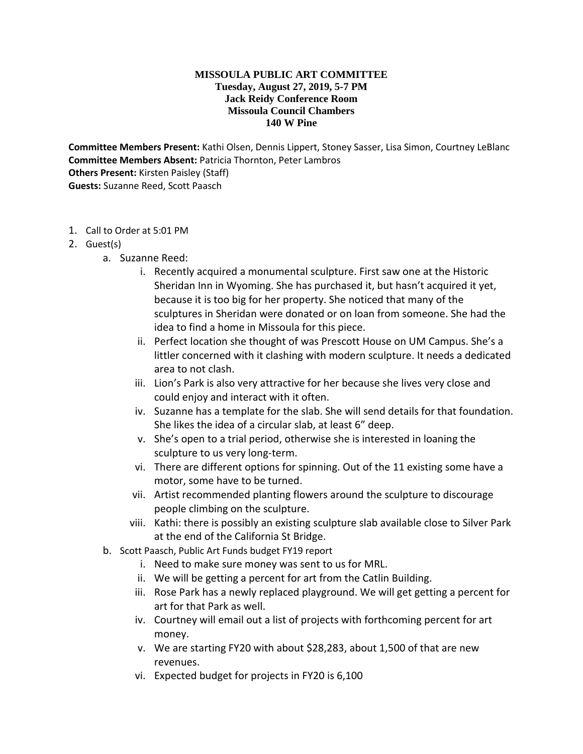**MISSOULA PUBLIC ART COMMITTEE**
**Tuesday, August 27, 2019, 5-7 PM**
**Jack Reidy Conference Room**
**Missoula Council Chambers**
**140 W Pine**

**Committee Members Present:** Kathi Olsen, Dennis Lippert, Stoney Sasser, Lisa Simon, Courtney LeBlanc
**Committee Members Absent:** Patricia Thornton, Peter Lambros
**Others Present:** Kirsten Paisley (Staff)
**Guests:** Suzanne Reed, Scott Paasch

1. Call to Order at 5:01 PM
2. Guest(s)
   a. Suzanne Reed:
      i. Recently acquired a monumental sculpture. First saw one at the Historic Sheridan Inn in Wyoming. She has purchased it, but hasn't acquired it yet, because it is too big for her property. She noticed that many of the sculptures in Sheridan were donated or on loan from someone. She had the idea to find a home in Missoula for this piece.
      ii. Perfect location she thought of was Prescott House on UM Campus. She's a littler concerned with it clashing with modern sculpture. It needs a dedicated area to not clash.
      iii. Lion's Park is also very attractive for her because she lives very close and could enjoy and interact with it often.
      iv. Suzanne has a template for the slab. She will send details for that foundation. She likes the idea of a circular slab, at least 6" deep.
      v. She's open to a trial period, otherwise she is interested in loaning the sculpture to us very long-term.
      vi. There are different options for spinning. Out of the 11 existing some have a motor, some have to be turned.
      vii. Artist recommended planting flowers around the sculpture to discourage people climbing on the sculpture.
      viii. Kathi: there is possibly an existing sculpture slab available close to Silver Park at the end of the California St Bridge.
   b. Scott Paasch, Public Art Funds budget FY19 report
      i. Need to make sure money was sent to us for MRL.
      ii. We will be getting a percent for art from the Catlin Building.
      iii. Rose Park has a newly replaced playground. We will get getting a percent for art for that Park as well.
      iv. Courtney will email out a list of projects with forthcoming percent for art money.
      v. We are starting FY20 with about $28,283, about 1,500 of that are new revenues.
      vi. Expected budget for projects in FY20 is 6,100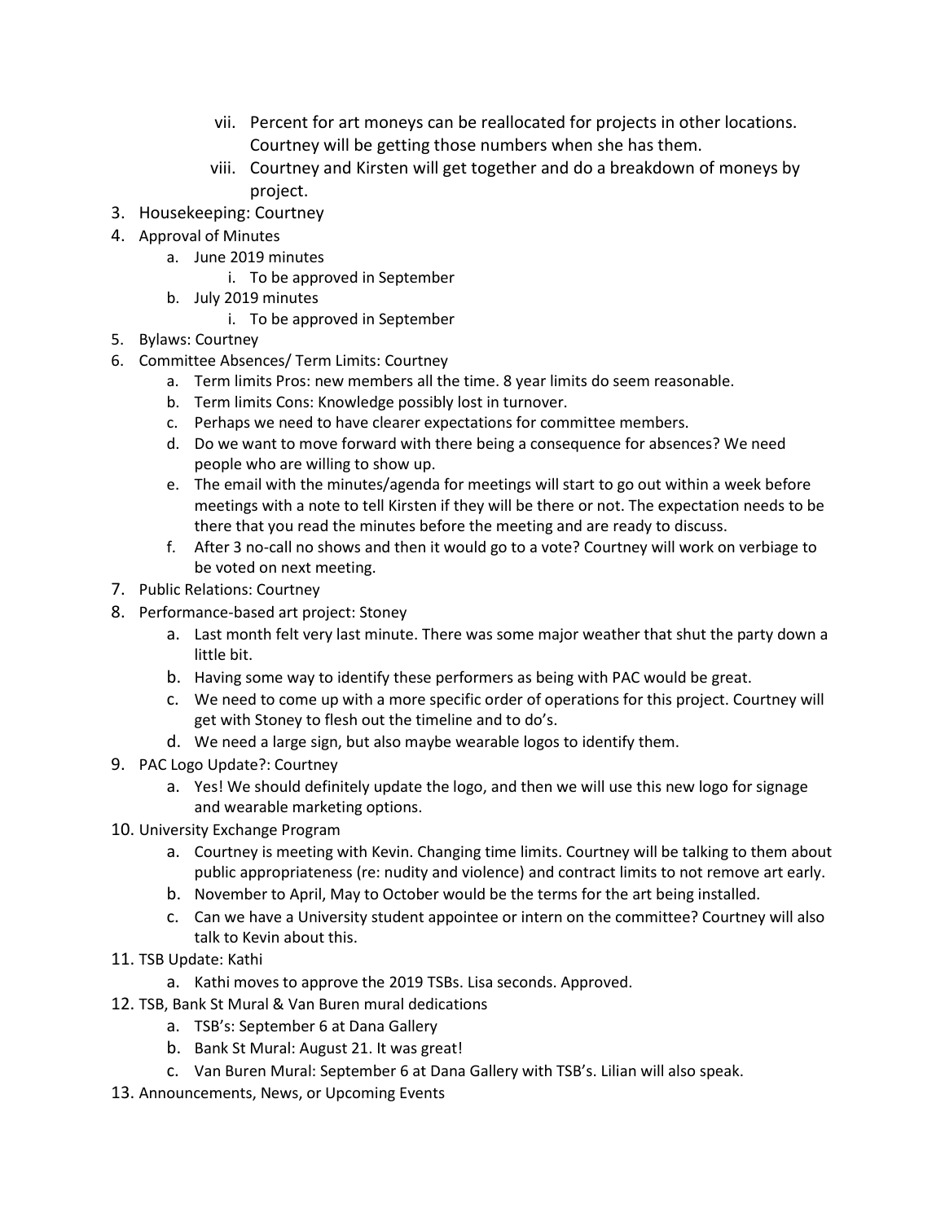vii. Percent for art moneys can be reallocated for projects in other locations. Courtney will be getting those numbers when she has them.
   viii. Courtney and Kirsten will get together and do a breakdown of moneys by project.

3. Housekeeping: Courtney
4. Approval of Minutes
   a. June 2019 minutes
      i. To be approved in September
   b. July 2019 minutes
      i. To be approved in September
5. Bylaws: Courtney
6. Committee Absences/ Term Limits: Courtney
   a. Term limits Pros: new members all the time. 8 year limits do seem reasonable.
   b. Term limits Cons: Knowledge possibly lost in turnover.
   c. Perhaps we need to have clearer expectations for committee members.
   d. Do we want to move forward with there being a consequence for absences? We need people who are willing to show up.
   e. The email with the minutes/agenda for meetings will start to go out within a week before meetings with a note to tell Kirsten if they will be there or not. The expectation needs to be there that you read the minutes before the meeting and are ready to discuss.
   f. After 3 no-call no shows and then it would go to a vote? Courtney will work on verbiage to be voted on next meeting.
7. Public Relations: Courtney
8. Performance-based art project: Stoney
   a. Last month felt very last minute. There was some major weather that shut the party down a little bit.
   b. Having some way to identify these performers as being with PAC would be great.
   c. We need to come up with a more specific order of operations for this project. Courtney will get with Stoney to flesh out the timeline and to do's.
   d. We need a large sign, but also maybe wearable logos to identify them.
9. PAC Logo Update?: Courtney
   a. Yes! We should definitely update the logo, and then we will use this new logo for signage and wearable marketing options.
10. University Exchange Program
    a. Courtney is meeting with Kevin. Changing time limits. Courtney will be talking to them about public appropriateness (re: nudity and violence) and contract limits to not remove art early.
    b. November to April, May to October would be the terms for the art being installed.
    c. Can we have a University student appointee or intern on the committee? Courtney will also talk to Kevin about this.
11. TSB Update: Kathi
    a. Kathi moves to approve the 2019 TSBs. Lisa seconds. Approved.
12. TSB, Bank St Mural & Van Buren mural dedications
    a. TSB's: September 6 at Dana Gallery
    b. Bank St Mural: August 21. It was great!
    c. Van Buren Mural: September 6 at Dana Gallery with TSB's. Lilian will also speak.
13. Announcements, News, or Upcoming Events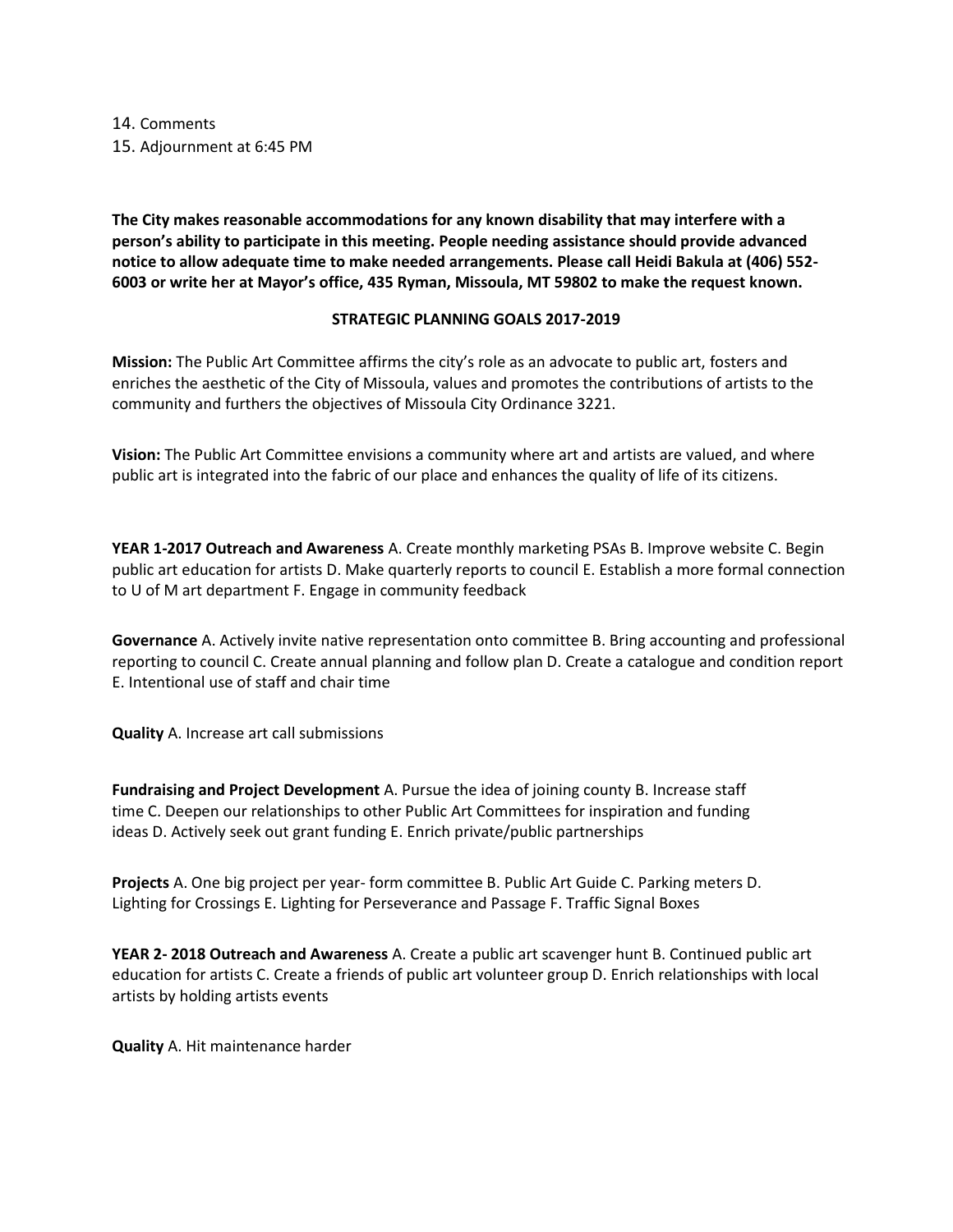14. Comments
15. Adjournment at 6:45 PM

**The City makes reasonable accommodations for any known disability that may interfere with a person's ability to participate in this meeting. People needing assistance should provide advanced notice to allow adequate time to make needed arrangements. Please call Heidi Bakula at (406) 552-6003 or write her at Mayor's office, 435 Ryman, Missoula, MT 59802 to make the request known.**

**STRATEGIC PLANNING GOALS 2017-2019**

**Mission:** The Public Art Committee affirms the city's role as an advocate to public art, fosters and enriches the aesthetic of the City of Missoula, values and promotes the contributions of artists to the community and furthers the objectives of Missoula City Ordinance 3221.

**Vision:** The Public Art Committee envisions a community where art and artists are valued, and where public art is integrated into the fabric of our place and enhances the quality of life of its citizens.

**YEAR 1-2017 Outreach and Awareness** A. Create monthly marketing PSAs B. Improve website C. Begin public art education for artists D. Make quarterly reports to council E. Establish a more formal connection to U of M art department F. Engage in community feedback

**Governance** A. Actively invite native representation onto committee B. Bring accounting and professional reporting to council C. Create annual planning and follow plan D. Create a catalogue and condition report E. Intentional use of staff and chair time

**Quality** A. Increase art call submissions

**Fundraising and Project Development** A. Pursue the idea of joining county B. Increase staff time C. Deepen our relationships to other Public Art Committees for inspiration and funding ideas D. Actively seek out grant funding E. Enrich private/public partnerships

**Projects** A. One big project per year- form committee B. Public Art Guide C. Parking meters D. Lighting for Crossings E. Lighting for Perseverance and Passage F. Traffic Signal Boxes

**YEAR 2- 2018 Outreach and Awareness** A. Create a public art scavenger hunt B. Continued public art education for artists C. Create a friends of public art volunteer group D. Enrich relationships with local artists by holding artists events

**Quality** A. Hit maintenance harder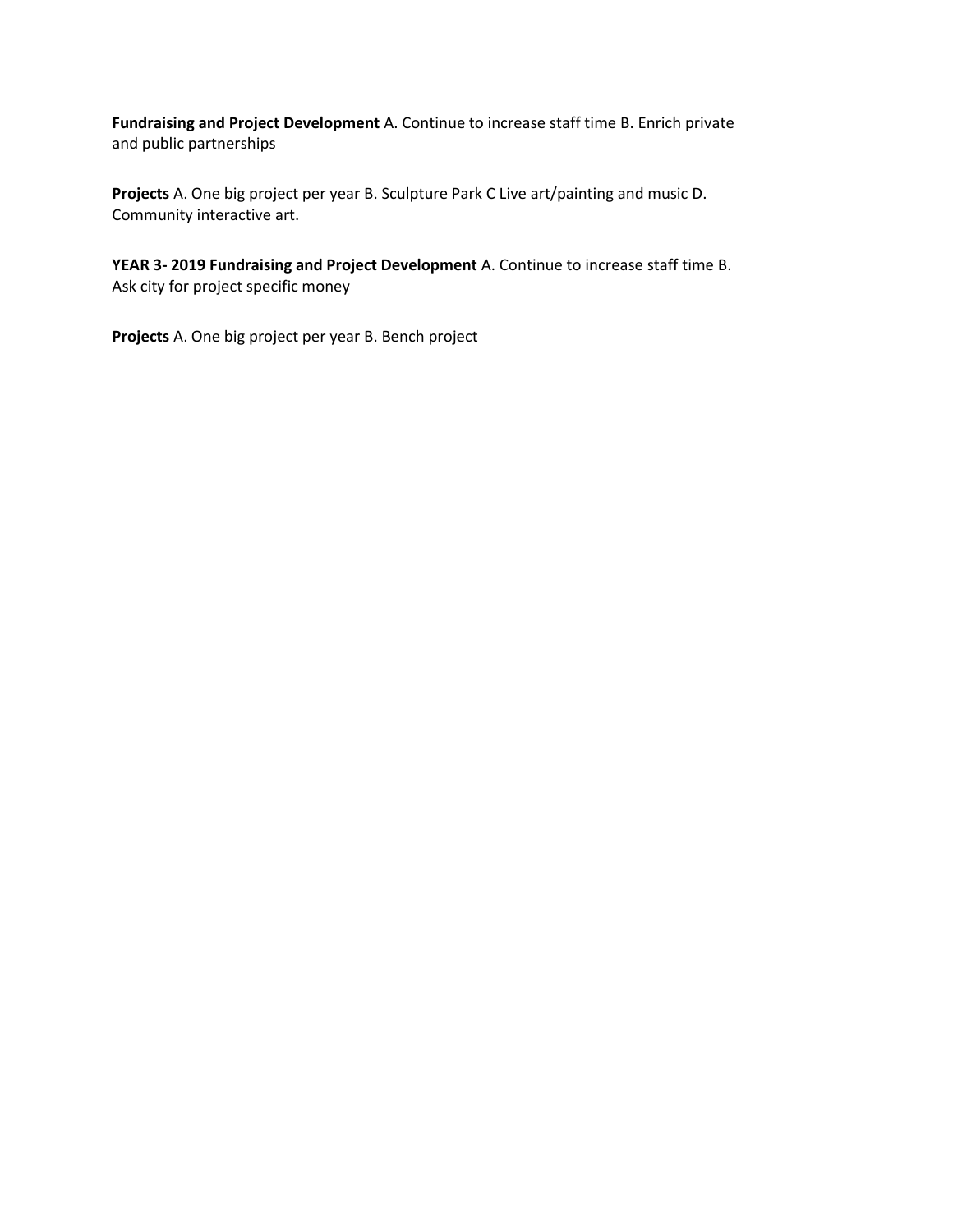**Fundraising and Project Development** A. Continue to increase staff time B. Enrich private and public partnerships

**Projects** A. One big project per year B. Sculpture Park C Live art/painting and music D. Community interactive art.

**YEAR 3- 2019 Fundraising and Project Development** A. Continue to increase staff time B. Ask city for project specific money

**Projects** A. One big project per year B. Bench project